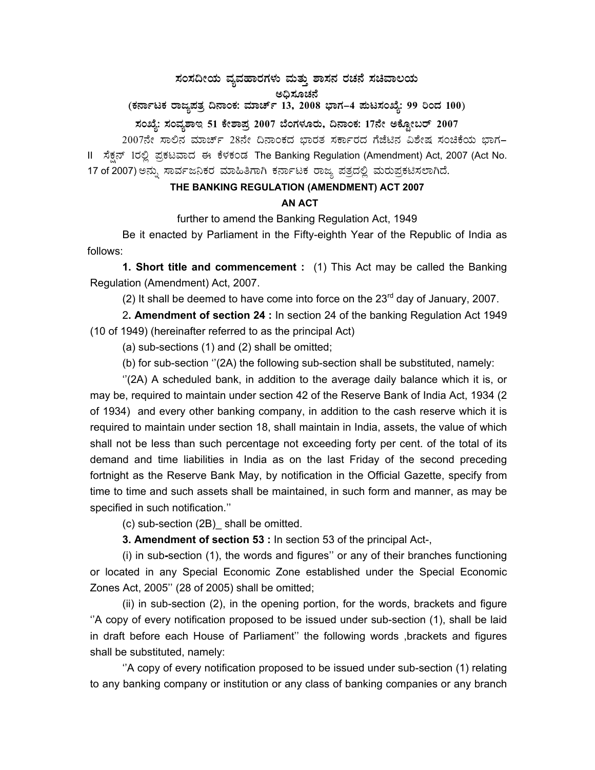# ಸಂಸದೀಯ ವ್ಯವಹಾರಗಳು ಮತ್ತು ಶಾಸನ ರಚನೆ ಸಚಿವಾಲಯ

**ಅಧಿಸೂಚನೆ**

**(ಕರ್ನಾಟಕ ರಾಜ್ಯಪತ್ರ ದಿನಾಂಕ: ಮಾರ್ಚ್ 13, 2008 ಭಾಗ–4 ಪುಟಸಂಖ್ಯೆ: 99 ರಿಂದ 100)**

**ಸಂಖ್ಯೆ: ಸಂವ್ಯಶಾಇ 51 ಕೇಶಾಪ್ರ 2007 ಬೆಂಗಳೂರು, ದಿನಾಂಕ: 17ನೇ ಅಕ್ಟೋಬರ್ 2007**

2007ನೇ ಸಾಲಿನ ಮಾರ್ಚ್ 28ನೇ ದಿನಾಂಕದ ಭಾರತ ಸರ್ಕಾರದ ಗೆಜೆಟಿನ ವಿಶೇಷ ಸಂಚಿಕೆಯ ಭಾಗ–II ಸೆಕ್ಷನ್ 1ರಲ್ಲಿ ಪ್ರಕಟವಾದ ಈ ಕೆಳಕಂಡ The Banking Regulation (Amendment) Act, 2007 (Act No. 17 of 2007) ಅನ್ನು ಸಾರ್ವಜನಿಕರ ಮಾಹಿತಿಗಾಗಿ ಕರ್ನಾಟಕ ರಾಜ್ಯ ಪತ್ರದಲ್ಲಿ ಮರುಪ್ರಕಟಿಸಲಾಗಿದೆ.

## THE BANKING REGULATION (AMENDMENT) ACT 2007

### AN ACT

further to amend the Banking Regulation Act, 1949

Be it enacted by Parliament in the Fifty-eighth Year of the Republic of India as follows:

**1. Short title and commencement :** (1) This Act may be called the Banking Regulation (Amendment) Act, 2007.

(2) It shall be deemed to have come into force on the 23rd day of January, 2007.

2**. Amendment of section 24 :** In section 24 of the banking Regulation Act 1949 (10 of 1949) (hereinafter referred to as the principal Act)

(a) sub-sections (1) and (2) shall be omitted;

(b) for sub-section ''(2A) the following sub-section shall be substituted, namely:

''(2A) A scheduled bank, in addition to the average daily balance which it is, or may be, required to maintain under section 42 of the Reserve Bank of India Act, 1934 (2 of 1934) and every other banking company, in addition to the cash reserve which it is required to maintain under section 18, shall maintain in India, assets, the value of which shall not be less than such percentage not exceeding forty per cent. of the total of its demand and time liabilities in India as on the last Friday of the second preceding fortnight as the Reserve Bank May, by notification in the Official Gazette, specify from time to time and such assets shall be maintained, in such form and manner, as may be specified in such notification.''

(c) sub-section (2B)_ shall be omitted.

**3. Amendment of section 53 :** In section 53 of the principal Act-,

(i) in sub-section (1), the words and figures'' or any of their branches functioning or located in any Special Economic Zone established under the Special Economic Zones Act, 2005'' (28 of 2005) shall be omitted;

(ii) in sub-section (2), in the opening portion, for the words, brackets and figure ''A copy of every notification proposed to be issued under sub-section (1), shall be laid in draft before each House of Parliament'' the following words ,brackets and figures shall be substituted, namely:

''A copy of every notification proposed to be issued under sub-section (1) relating to any banking company or institution or any class of banking companies or any branch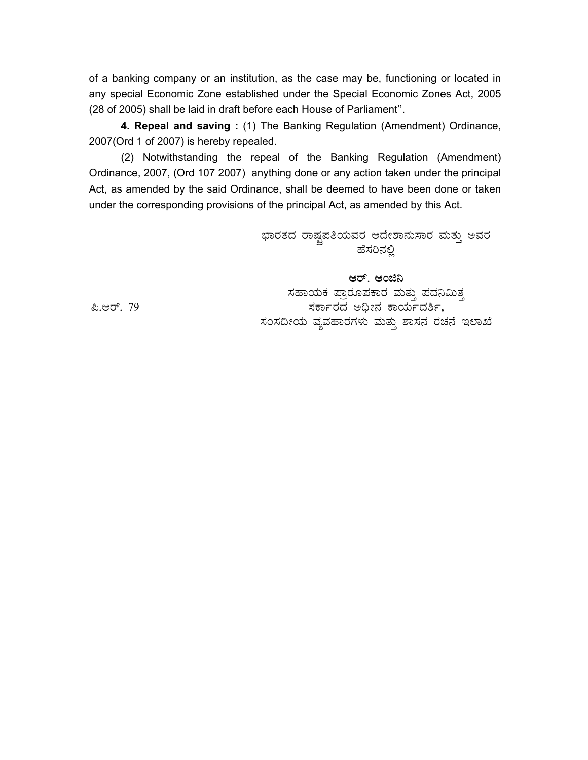of a banking company or an institution, as the case may be, functioning or located in any special Economic Zone established under the Special Economic Zones Act, 2005 (28 of 2005) shall be laid in draft before each House of Parliament''.

**4. Repeal and saving :** (1) The Banking Regulation (Amendment) Ordinance, 2007(Ord 1 of 2007) is hereby repealed.

(2) Notwithstanding the repeal of the Banking Regulation (Amendment) Ordinance, 2007, (Ord 107 2007) anything done or any action taken under the principal Act, as amended by the said Ordinance, shall be deemed to have been done or taken under the corresponding provisions of the principal Act, as amended by this Act.

ಭಾರತದ ರಾಷ್ಟ್ರಪತಿಯವರ ಆದೇಶಾನುಸಾರ ಮತ್ತು ಅವರ ಹೆಸರಿನಲ್ಲಿ

**ಆರ್. ಆಂಜಿನಿ**

ಸಹಾಯಕ ಪ್ರಾರೂಪಕಾರ ಮತ್ತು ಪದನಿಮಿತ್ತ ಸರ್ಕಾರದ ಅಧೀನ ಕಾರ್ಯದರ್ಶಿ,
ಸಂಸದೀಯ ವ್ಯವಹಾರಗಳು ಮತ್ತು ಶಾಸನ ರಚನೆ ಇಲಾಖೆ

ಪಿ.ಆರ್. 79